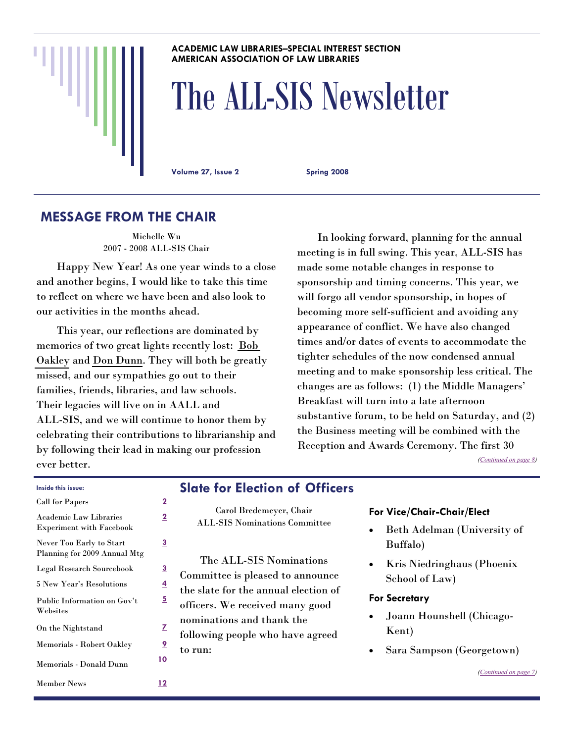ACADEMIC LAW LIBRARIES–SPECIAL INTEREST SECTION
AMERICAN ASSOCIATION OF LAW LIBRARIES

# The ALL-SIS Newsletter

**Volume 27, Issue 2** **Spring 2008**

## MESSAGE FROM THE CHAIR

Michelle Wu
2007 - 2008 ALL-SIS Chair

Happy New Year! As one year winds to a close and another begins, I would like to take this time to reflect on where we have been and also look to our activities in the months ahead.

This year, our reflections are dominated by memories of two great lights recently lost: Bob Oakley and Don Dunn. They will both be greatly missed, and our sympathies go out to their families, friends, libraries, and law schools. Their legacies will live on in AALL and ALL-SIS, and we will continue to honor them by celebrating their contributions to librarianship and by following their lead in making our profession ever better.

In looking forward, planning for the annual meeting is in full swing. This year, ALL-SIS has made some notable changes in response to sponsorship and timing concerns. This year, we will forgo all vendor sponsorship, in hopes of becoming more self-sufficient and avoiding any appearance of conflict. We have also changed times and/or dates of events to accommodate the tighter schedules of the now condensed annual meeting and to make sponsorship less critical. The changes are as follows: (1) the Middle Managers' Breakfast will turn into a late afternoon substantive forum, to be held on Saturday, and (2) the Business meeting will be combined with the Reception and Awards Ceremony. The first 30

*(Continued on page 8)*

**Inside this issue:**

| | |
|---|---|
| Call for Papers | 2 |
| Academic Law Libraries Experiment with Facebook | 2 |
| Never Too Early to Start Planning for 2009 Annual Mtg | 3 |
| Legal Research Sourcebook | 3 |
| 5 New Year's Resolutions | 4 |
| Public Information on Gov't Websites | 5 |
| On the Nightstand | 7 |
| Memorials - Robert Oakley | 9 |
| Memorials - Donald Dunn | 10 |
| Member News | 12 |

## Slate for Election of Officers

Carol Bredemeyer, Chair
ALL-SIS Nominations Committee

The ALL-SIS Nominations Committee is pleased to announce the slate for the annual election of officers. We received many good nominations and thank the following people who have agreed to run:

**For Vice/Chair-Chair/Elect**

- Beth Adelman (University of Buffalo)
- Kris Niedringhaus (Phoenix School of Law)

**For Secretary**

- Joann Hounshell (Chicago-Kent)
- Sara Sampson (Georgetown)

*(Continued on page 7)*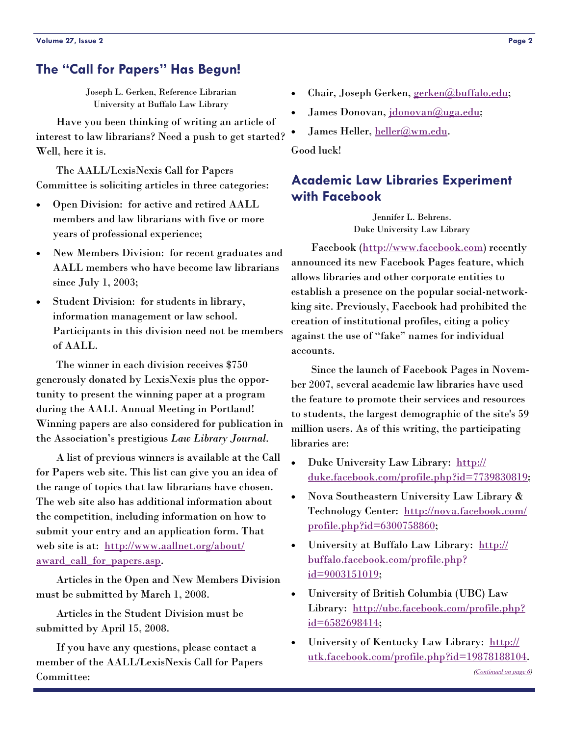## The "Call for Papers" Has Begun!

Joseph L. Gerken, Reference Librarian
University at Buffalo Law Library

Have you been thinking of writing an article of interest to law librarians? Need a push to get started? Well, here it is.

The AALL/LexisNexis Call for Papers Committee is soliciting articles in three categories:

- Open Division: for active and retired AALL members and law librarians with five or more years of professional experience;
- New Members Division: for recent graduates and AALL members who have become law librarians since July 1, 2003;
- Student Division: for students in library, information management or law school. Participants in this division need not be members of AALL.

The winner in each division receives $750 generously donated by LexisNexis plus the opportunity to present the winning paper at a program during the AALL Annual Meeting in Portland! Winning papers are also considered for publication in the Association's prestigious *Law Library Journal*.

A list of previous winners is available at the Call for Papers web site. This list can give you an idea of the range of topics that law librarians have chosen. The web site also has additional information about the competition, including information on how to submit your entry and an application form. That web site is at: http://www.aallnet.org/about/award_call_for_papers.asp.

Articles in the Open and New Members Division must be submitted by March 1, 2008.

Articles in the Student Division must be submitted by April 15, 2008.

If you have any questions, please contact a member of the AALL/LexisNexis Call for Papers Committee:

- Chair, Joseph Gerken, gerken@buffalo.edu;
- James Donovan, jdonovan@uga.edu;
- James Heller, heller@wm.edu.

Good luck!

## Academic Law Libraries Experiment with Facebook

Jennifer L. Behrens.
Duke University Law Library

Facebook (http://www.facebook.com) recently announced its new Facebook Pages feature, which allows libraries and other corporate entities to establish a presence on the popular social-networking site. Previously, Facebook had prohibited the creation of institutional profiles, citing a policy against the use of "fake" names for individual accounts.

Since the launch of Facebook Pages in November 2007, several academic law libraries have used the feature to promote their services and resources to students, the largest demographic of the site's 59 million users. As of this writing, the participating libraries are:

- Duke University Law Library: http://duke.facebook.com/profile.php?id=7739830819;
- Nova Southeastern University Law Library & Technology Center: http://nova.facebook.com/profile.php?id=6300758860;
- University at Buffalo Law Library: http://buffalo.facebook.com/profile.php?id=9003151019;
- University of British Columbia (UBC) Law Library: http://ubc.facebook.com/profile.php?id=6582698414;
- University of Kentucky Law Library: http://utk.facebook.com/profile.php?id=19878188104.

*(Continued on page 6)*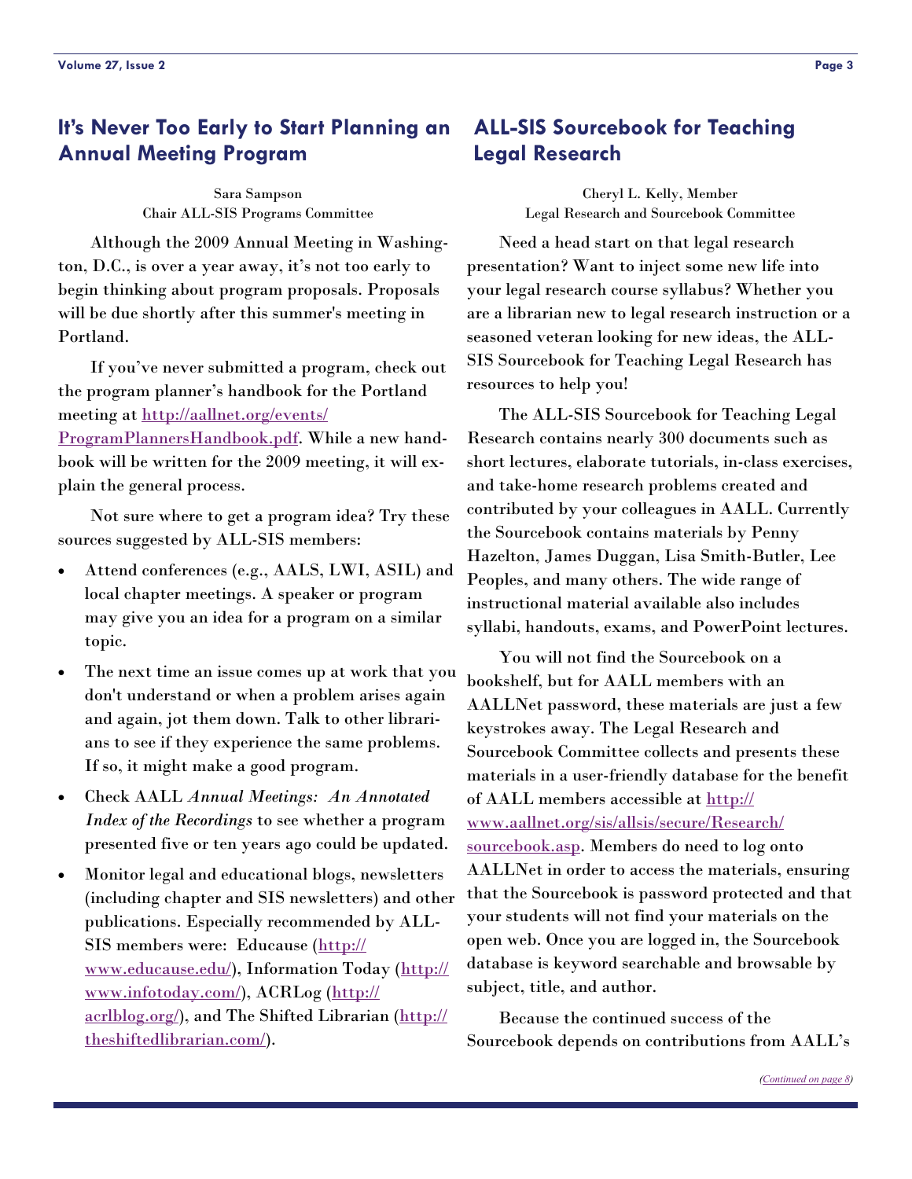## It's Never Too Early to Start Planning an Annual Meeting Program

Sara Sampson
Chair ALL-SIS Programs Committee

Although the 2009 Annual Meeting in Washington, D.C., is over a year away, it's not too early to begin thinking about program proposals. Proposals will be due shortly after this summer's meeting in Portland.

If you've never submitted a program, check out the program planner's handbook for the Portland meeting at http://aallnet.org/events/ProgramPlannersHandbook.pdf. While a new handbook will be written for the 2009 meeting, it will explain the general process.

Not sure where to get a program idea? Try these sources suggested by ALL-SIS members:

- Attend conferences (e.g., AALS, LWI, ASIL) and local chapter meetings. A speaker or program may give you an idea for a program on a similar topic.
- The next time an issue comes up at work that you don't understand or when a problem arises again and again, jot them down. Talk to other librarians to see if they experience the same problems. If so, it might make a good program.
- Check AALL *Annual Meetings: An Annotated Index of the Recordings* to see whether a program presented five or ten years ago could be updated.
- Monitor legal and educational blogs, newsletters (including chapter and SIS newsletters) and other publications. Especially recommended by ALL-SIS members were: Educause (http://www.educause.edu/), Information Today (http://www.infotoday.com/), ACRLog (http://acrlblog.org/), and The Shifted Librarian (http://theshiftedlibrarian.com/).

## ALL-SIS Sourcebook for Teaching Legal Research

Cheryl L. Kelly, Member
Legal Research and Sourcebook Committee

Need a head start on that legal research presentation? Want to inject some new life into your legal research course syllabus? Whether you are a librarian new to legal research instruction or a seasoned veteran looking for new ideas, the ALL-SIS Sourcebook for Teaching Legal Research has resources to help you!

The ALL-SIS Sourcebook for Teaching Legal Research contains nearly 300 documents such as short lectures, elaborate tutorials, in-class exercises, and take-home research problems created and contributed by your colleagues in AALL. Currently the Sourcebook contains materials by Penny Hazelton, James Duggan, Lisa Smith-Butler, Lee Peoples, and many others. The wide range of instructional material available also includes syllabi, handouts, exams, and PowerPoint lectures.

You will not find the Sourcebook on a bookshelf, but for AALL members with an AALLNet password, these materials are just a few keystrokes away. The Legal Research and Sourcebook Committee collects and presents these materials in a user-friendly database for the benefit of AALL members accessible at http://www.aallnet.org/sis/allsis/secure/Research/sourcebook.asp. Members do need to log onto AALLNet in order to access the materials, ensuring that the Sourcebook is password protected and that your students will not find your materials on the open web. Once you are logged in, the Sourcebook database is keyword searchable and browsable by subject, title, and author.

Because the continued success of the Sourcebook depends on contributions from AALL's

*(Continued on page 8)*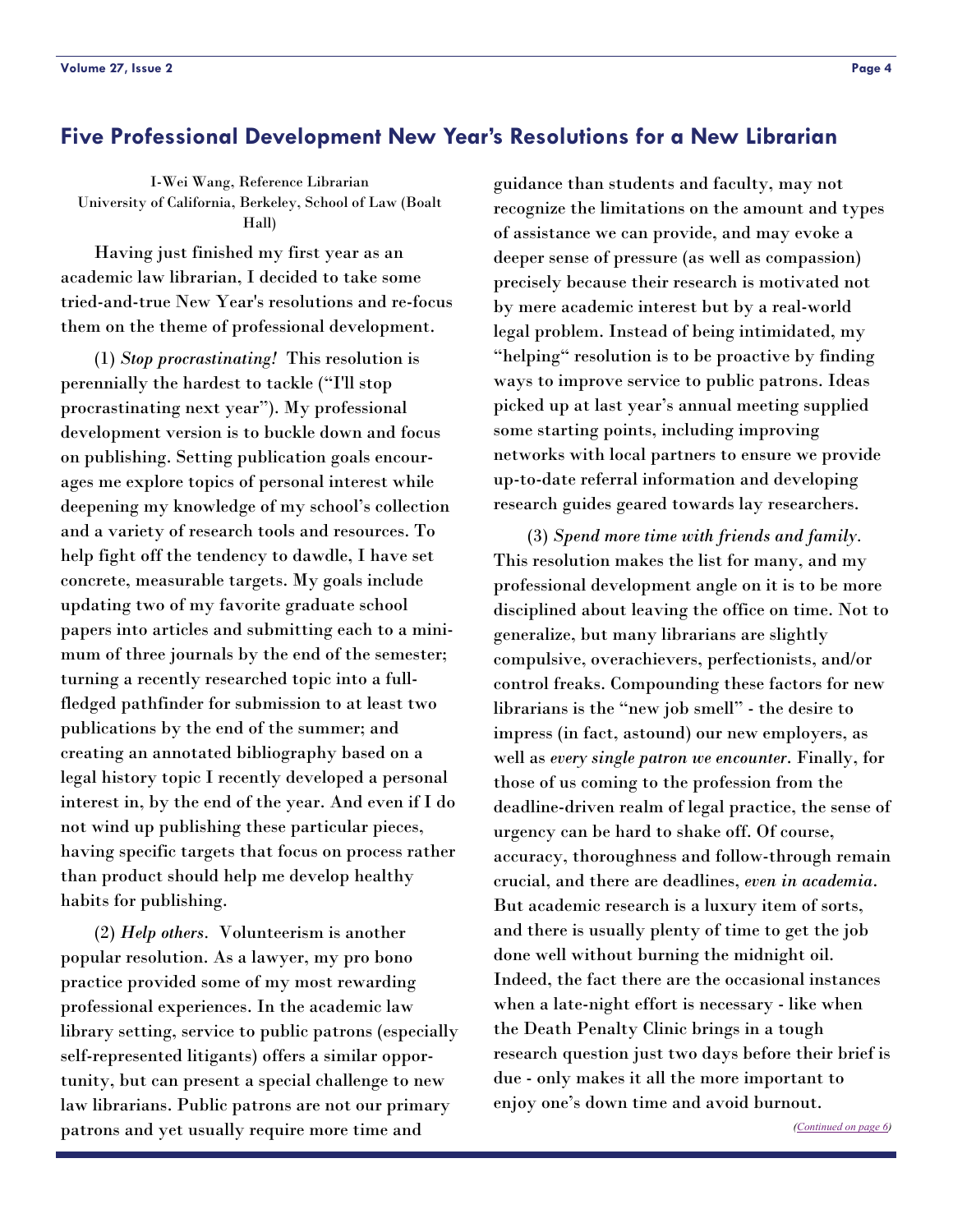## Five Professional Development New Year's Resolutions for a New Librarian

I-Wei Wang, Reference Librarian
University of California, Berkeley, School of Law (Boalt Hall)

Having just finished my first year as an academic law librarian, I decided to take some tried-and-true New Year's resolutions and re-focus them on the theme of professional development.

(1) *Stop procrastinating!* This resolution is perennially the hardest to tackle ("I'll stop procrastinating next year"). My professional development version is to buckle down and focus on publishing. Setting publication goals encourages me explore topics of personal interest while deepening my knowledge of my school's collection and a variety of research tools and resources. To help fight off the tendency to dawdle, I have set concrete, measurable targets. My goals include updating two of my favorite graduate school papers into articles and submitting each to a minimum of three journals by the end of the semester; turning a recently researched topic into a full-fledged pathfinder for submission to at least two publications by the end of the summer; and creating an annotated bibliography based on a legal history topic I recently developed a personal interest in, by the end of the year. And even if I do not wind up publishing these particular pieces, having specific targets that focus on process rather than product should help me develop healthy habits for publishing.

(2) *Help others.* Volunteerism is another popular resolution. As a lawyer, my pro bono practice provided some of my most rewarding professional experiences. In the academic law library setting, service to public patrons (especially self-represented litigants) offers a similar opportunity, but can present a special challenge to new law librarians. Public patrons are not our primary patrons and yet usually require more time and guidance than students and faculty, may not recognize the limitations on the amount and types of assistance we can provide, and may evoke a deeper sense of pressure (as well as compassion) precisely because their research is motivated not by mere academic interest but by a real-world legal problem. Instead of being intimidated, my "helping" resolution is to be proactive by finding ways to improve service to public patrons. Ideas picked up at last year's annual meeting supplied some starting points, including improving networks with local partners to ensure we provide up-to-date referral information and developing research guides geared towards lay researchers.

(3) *Spend more time with friends and family.* This resolution makes the list for many, and my professional development angle on it is to be more disciplined about leaving the office on time. Not to generalize, but many librarians are slightly compulsive, overachievers, perfectionists, and/or control freaks. Compounding these factors for new librarians is the "new job smell" - the desire to impress (in fact, astound) our new employers, as well as *every single patron we encounter*. Finally, for those of us coming to the profession from the deadline-driven realm of legal practice, the sense of urgency can be hard to shake off. Of course, accuracy, thoroughness and follow-through remain crucial, and there are deadlines, *even in academia*. But academic research is a luxury item of sorts, and there is usually plenty of time to get the job done well without burning the midnight oil. Indeed, the fact there are the occasional instances when a late-night effort is necessary - like when the Death Penalty Clinic brings in a tough research question just two days before their brief is due - only makes it all the more important to enjoy one's down time and avoid burnout.

*(Continued on page 6)*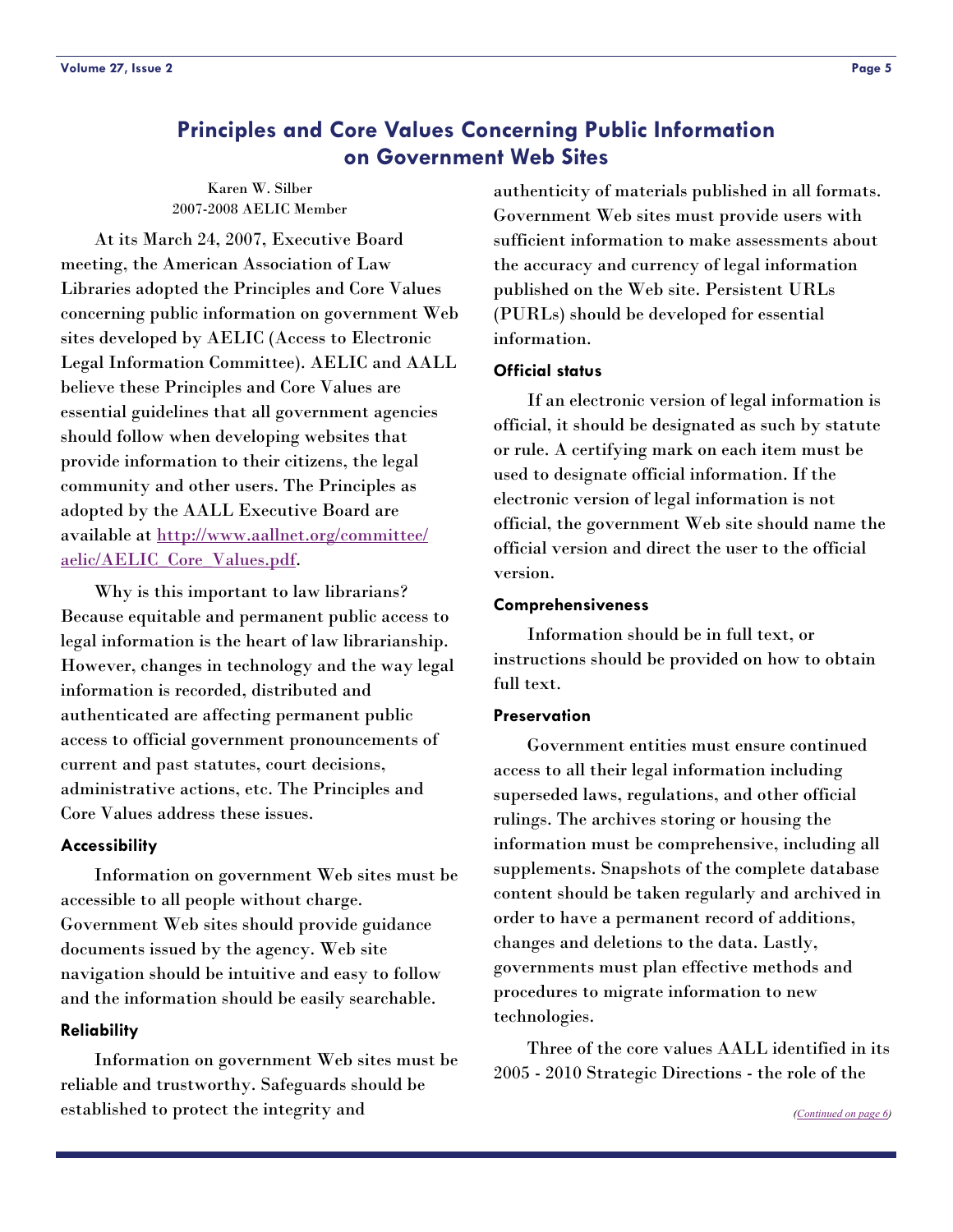# Principles and Core Values Concerning Public Information on Government Web Sites

Karen W. Silber
2007-2008 AELIC Member

At its March 24, 2007, Executive Board meeting, the American Association of Law Libraries adopted the Principles and Core Values concerning public information on government Web sites developed by AELIC (Access to Electronic Legal Information Committee). AELIC and AALL believe these Principles and Core Values are essential guidelines that all government agencies should follow when developing websites that provide information to their citizens, the legal community and other users. The Principles as adopted by the AALL Executive Board are available at [http://www.aallnet.org/committee/aelic/AELIC_Core_Values.pdf](http://www.aallnet.org/committee/aelic/AELIC_Core_Values.pdf).

Why is this important to law librarians? Because equitable and permanent public access to legal information is the heart of law librarianship. However, changes in technology and the way legal information is recorded, distributed and authenticated are affecting permanent public access to official government pronouncements of current and past statutes, court decisions, administrative actions, etc. The Principles and Core Values address these issues.

### Accessibility

Information on government Web sites must be accessible to all people without charge. Government Web sites should provide guidance documents issued by the agency. Web site navigation should be intuitive and easy to follow and the information should be easily searchable.

### Reliability

Information on government Web sites must be reliable and trustworthy. Safeguards should be established to protect the integrity and authenticity of materials published in all formats. Government Web sites must provide users with sufficient information to make assessments about the accuracy and currency of legal information published on the Web site. Persistent URLs (PURLs) should be developed for essential information.

### Official status

If an electronic version of legal information is official, it should be designated as such by statute or rule. A certifying mark on each item must be used to designate official information. If the electronic version of legal information is not official, the government Web site should name the official version and direct the user to the official version.

### Comprehensiveness

Information should be in full text, or instructions should be provided on how to obtain full text.

### Preservation

Government entities must ensure continued access to all their legal information including superseded laws, regulations, and other official rulings. The archives storing or housing the information must be comprehensive, including all supplements. Snapshots of the complete database content should be taken regularly and archived in order to have a permanent record of additions, changes and deletions to the data. Lastly, governments must plan effective methods and procedures to migrate information to new technologies.

Three of the core values AALL identified in its 2005 - 2010 Strategic Directions - the role of the

*(Continued on page 6)*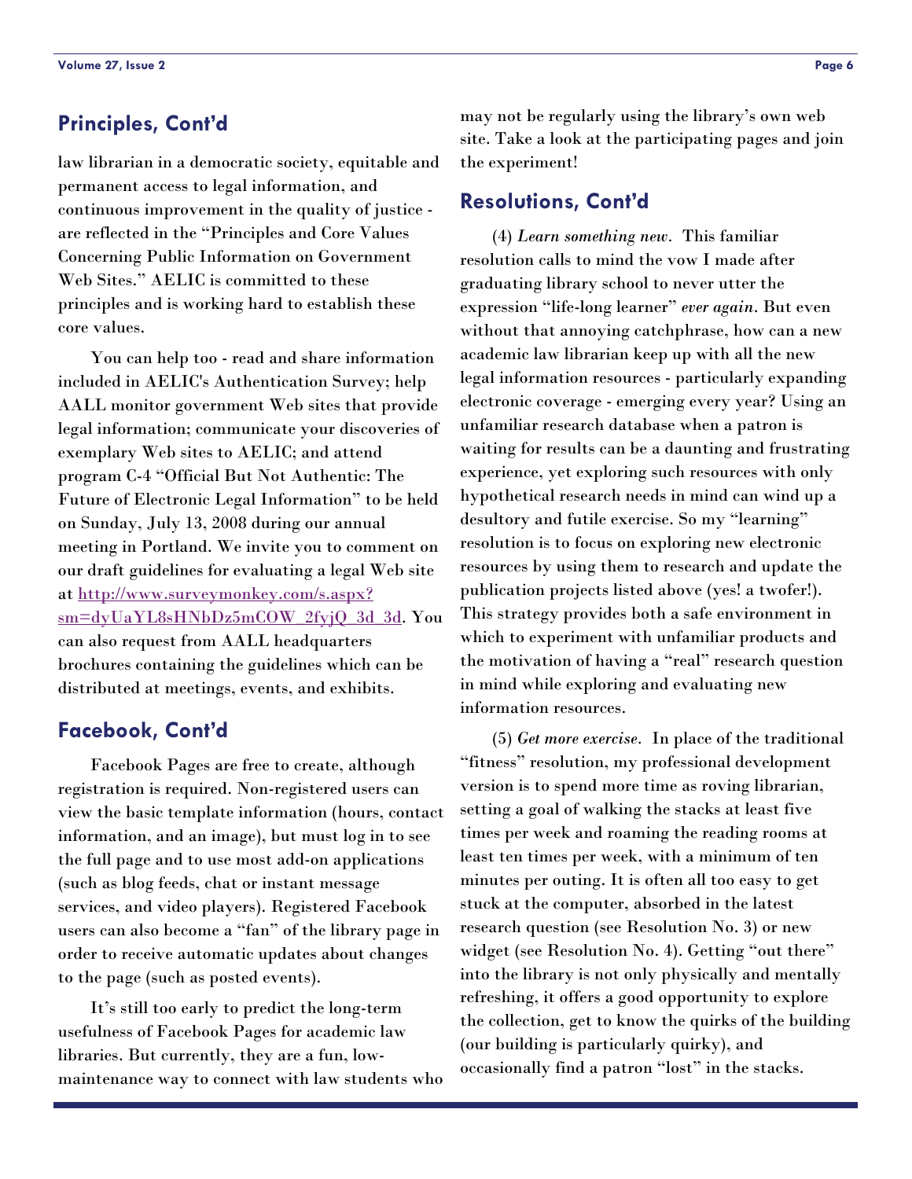## Principles, Cont'd

law librarian in a democratic society, equitable and permanent access to legal information, and continuous improvement in the quality of justice - are reflected in the "Principles and Core Values Concerning Public Information on Government Web Sites." AELIC is committed to these principles and is working hard to establish these core values.

You can help too - read and share information included in AELIC's Authentication Survey; help AALL monitor government Web sites that provide legal information; communicate your discoveries of exemplary Web sites to AELIC; and attend program C-4 "Official But Not Authentic: The Future of Electronic Legal Information" to be held on Sunday, July 13, 2008 during our annual meeting in Portland. We invite you to comment on our draft guidelines for evaluating a legal Web site at [http://www.surveymonkey.com/s.aspx?sm=dyUaYL8sHNbDz5mCOW_2fyjQ_3d_3d](http://www.surveymonkey.com/s.aspx?sm=dyUaYL8sHNbDz5mCOW_2fyjQ_3d_3d). You can also request from AALL headquarters brochures containing the guidelines which can be distributed at meetings, events, and exhibits.

## Facebook, Cont'd

Facebook Pages are free to create, although registration is required. Non-registered users can view the basic template information (hours, contact information, and an image), but must log in to see the full page and to use most add-on applications (such as blog feeds, chat or instant message services, and video players). Registered Facebook users can also become a "fan" of the library page in order to receive automatic updates about changes to the page (such as posted events).

It's still too early to predict the long-term usefulness of Facebook Pages for academic law libraries. But currently, they are a fun, low-maintenance way to connect with law students who may not be regularly using the library's own web site. Take a look at the participating pages and join the experiment!

## Resolutions, Cont'd

(4) *Learn something new*. This familiar resolution calls to mind the vow I made after graduating library school to never utter the expression "life-long learner" *ever again*. But even without that annoying catchphrase, how can a new academic law librarian keep up with all the new legal information resources - particularly expanding electronic coverage - emerging every year? Using an unfamiliar research database when a patron is waiting for results can be a daunting and frustrating experience, yet exploring such resources with only hypothetical research needs in mind can wind up a desultory and futile exercise. So my "learning" resolution is to focus on exploring new electronic resources by using them to research and update the publication projects listed above (yes! a twofer!). This strategy provides both a safe environment in which to experiment with unfamiliar products and the motivation of having a "real" research question in mind while exploring and evaluating new information resources.

(5) *Get more exercise*. In place of the traditional "fitness" resolution, my professional development version is to spend more time as roving librarian, setting a goal of walking the stacks at least five times per week and roaming the reading rooms at least ten times per week, with a minimum of ten minutes per outing. It is often all too easy to get stuck at the computer, absorbed in the latest research question (see Resolution No. 3) or new widget (see Resolution No. 4). Getting "out there" into the library is not only physically and mentally refreshing, it offers a good opportunity to explore the collection, get to know the quirks of the building (our building is particularly quirky), and occasionally find a patron "lost" in the stacks.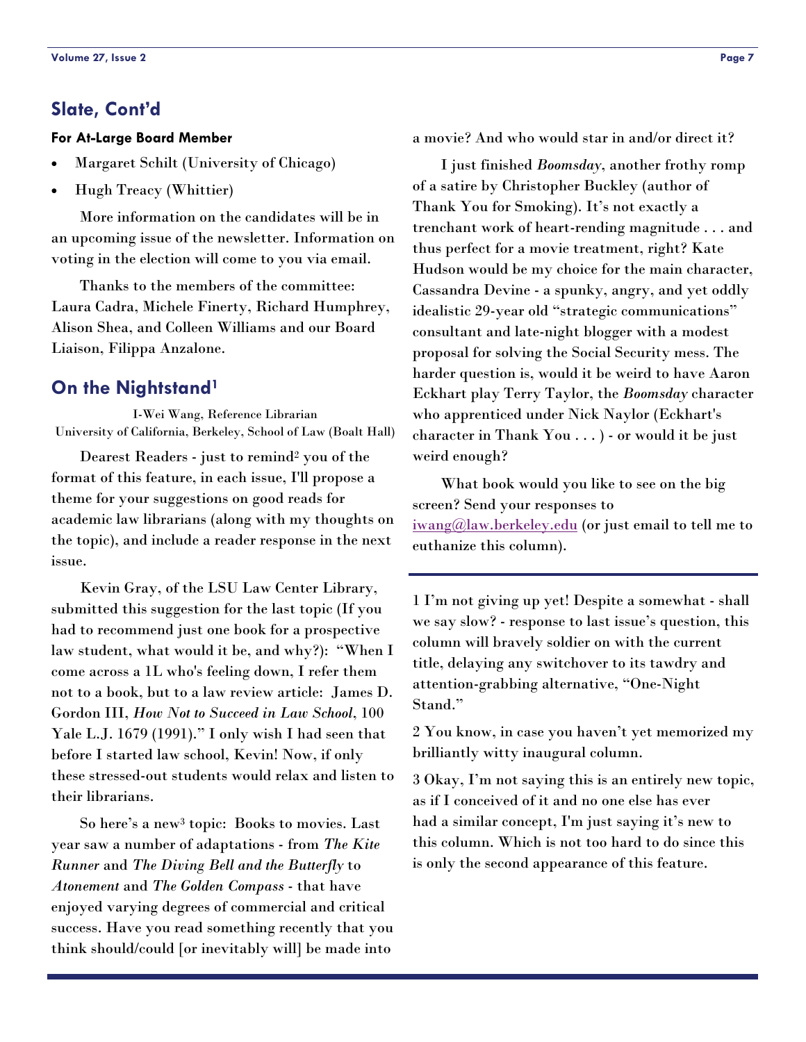## Slate, Cont'd

### For At-Large Board Member

- Margaret Schilt (University of Chicago)
- Hugh Treacy (Whittier)

More information on the candidates will be in an upcoming issue of the newsletter. Information on voting in the election will come to you via email.

Thanks to the members of the committee: Laura Cadra, Michele Finerty, Richard Humphrey, Alison Shea, and Colleen Williams and our Board Liaison, Filippa Anzalone.

## On the Nightstand[1]

I-Wei Wang, Reference Librarian
University of California, Berkeley, School of Law (Boalt Hall)

Dearest Readers - just to remind[2] you of the format of this feature, in each issue, I'll propose a theme for your suggestions on good reads for academic law librarians (along with my thoughts on the topic), and include a reader response in the next issue.

Kevin Gray, of the LSU Law Center Library, submitted this suggestion for the last topic (If you had to recommend just one book for a prospective law student, what would it be, and why?): "When I come across a 1L who's feeling down, I refer them not to a book, but to a law review article: James D. Gordon III, *How Not to Succeed in Law School*, 100 Yale L.J. 1679 (1991)." I only wish I had seen that before I started law school, Kevin! Now, if only these stressed-out students would relax and listen to their librarians.

So here's a new[3] topic: Books to movies. Last year saw a number of adaptations - from *The Kite Runner* and *The Diving Bell and the Butterfly* to *Atonement* and *The Golden Compass* - that have enjoyed varying degrees of commercial and critical success. Have you read something recently that you think should/could [or inevitably will] be made into a movie? And who would star in and/or direct it?

I just finished *Boomsday*, another frothy romp of a satire by Christopher Buckley (author of Thank You for Smoking). It's not exactly a trenchant work of heart-rending magnitude . . . and thus perfect for a movie treatment, right? Kate Hudson would be my choice for the main character, Cassandra Devine - a spunky, angry, and yet oddly idealistic 29-year old "strategic communications" consultant and late-night blogger with a modest proposal for solving the Social Security mess. The harder question is, would it be weird to have Aaron Eckhart play Terry Taylor, the *Boomsday* character who apprenticed under Nick Naylor (Eckhart's character in Thank You . . . ) - or would it be just weird enough?

What book would you like to see on the big screen? Send your responses to iwang@law.berkeley.edu (or just email to tell me to euthanize this column).

---

1 I'm not giving up yet! Despite a somewhat - shall we say slow? - response to last issue's question, this column will bravely soldier on with the current title, delaying any switchover to its tawdry and attention-grabbing alternative, "One-Night Stand."

2 You know, in case you haven't yet memorized my brilliantly witty inaugural column.

3 Okay, I'm not saying this is an entirely new topic, as if I conceived of it and no one else has ever had a similar concept, I'm just saying it's new to this column. Which is not too hard to do since this is only the second appearance of this feature.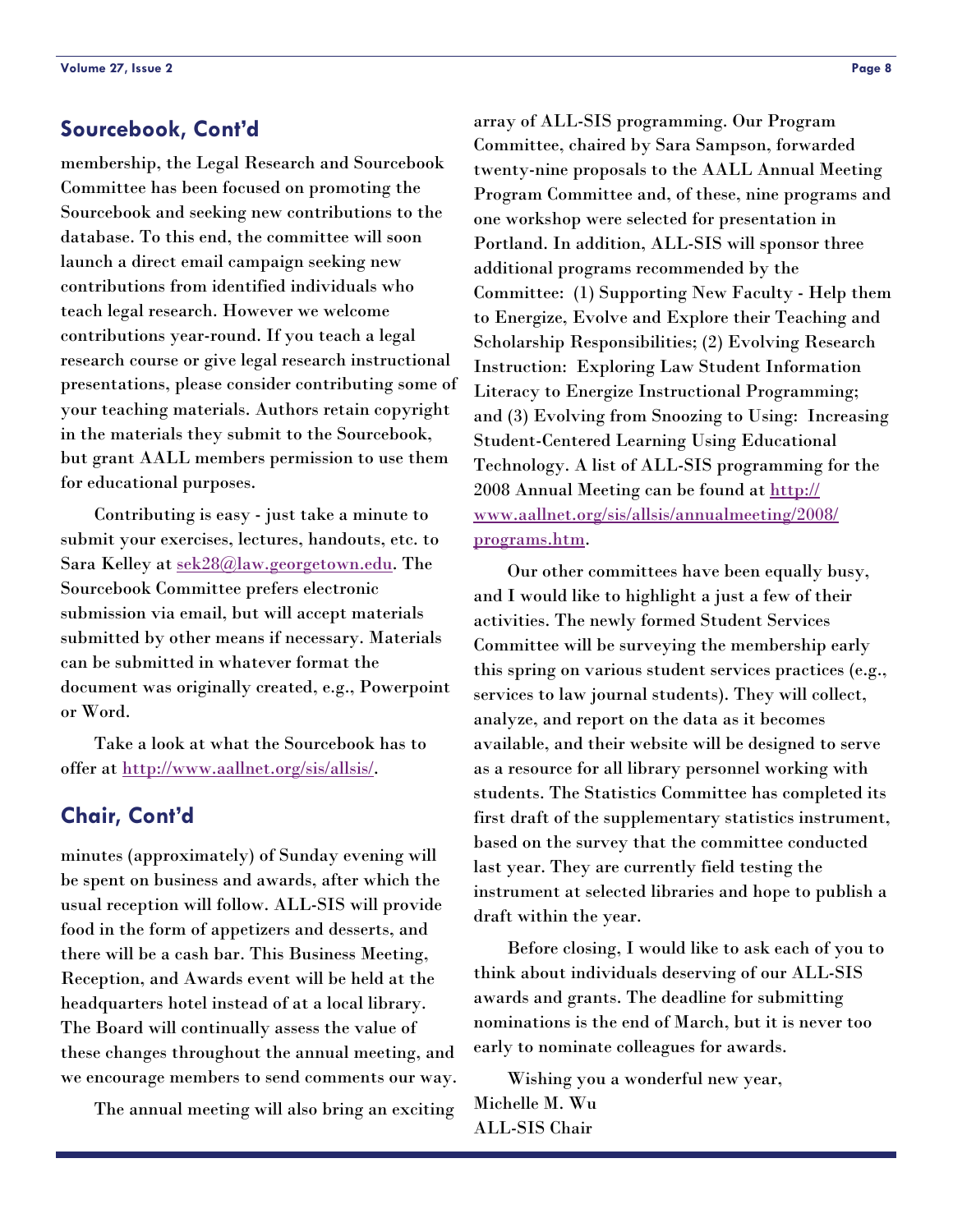## Sourcebook, Cont'd

membership, the Legal Research and Sourcebook Committee has been focused on promoting the Sourcebook and seeking new contributions to the database. To this end, the committee will soon launch a direct email campaign seeking new contributions from identified individuals who teach legal research. However we welcome contributions year-round. If you teach a legal research course or give legal research instructional presentations, please consider contributing some of your teaching materials. Authors retain copyright in the materials they submit to the Sourcebook, but grant AALL members permission to use them for educational purposes.

Contributing is easy - just take a minute to submit your exercises, lectures, handouts, etc. to Sara Kelley at sek28@law.georgetown.edu. The Sourcebook Committee prefers electronic submission via email, but will accept materials submitted by other means if necessary. Materials can be submitted in whatever format the document was originally created, e.g., Powerpoint or Word.

Take a look at what the Sourcebook has to offer at http://www.aallnet.org/sis/allsis/.

## Chair, Cont'd

minutes (approximately) of Sunday evening will be spent on business and awards, after which the usual reception will follow. ALL-SIS will provide food in the form of appetizers and desserts, and there will be a cash bar. This Business Meeting, Reception, and Awards event will be held at the headquarters hotel instead of at a local library. The Board will continually assess the value of these changes throughout the annual meeting, and we encourage members to send comments our way.

The annual meeting will also bring an exciting array of ALL-SIS programming. Our Program Committee, chaired by Sara Sampson, forwarded twenty-nine proposals to the AALL Annual Meeting Program Committee and, of these, nine programs and one workshop were selected for presentation in Portland. In addition, ALL-SIS will sponsor three additional programs recommended by the Committee: (1) Supporting New Faculty - Help them to Energize, Evolve and Explore their Teaching and Scholarship Responsibilities; (2) Evolving Research Instruction: Exploring Law Student Information Literacy to Energize Instructional Programming; and (3) Evolving from Snoozing to Using: Increasing Student-Centered Learning Using Educational Technology. A list of ALL-SIS programming for the 2008 Annual Meeting can be found at http://www.aallnet.org/sis/allsis/annualmeeting/2008/programs.htm.

Our other committees have been equally busy, and I would like to highlight a just a few of their activities. The newly formed Student Services Committee will be surveying the membership early this spring on various student services practices (e.g., services to law journal students). They will collect, analyze, and report on the data as it becomes available, and their website will be designed to serve as a resource for all library personnel working with students. The Statistics Committee has completed its first draft of the supplementary statistics instrument, based on the survey that the committee conducted last year. They are currently field testing the instrument at selected libraries and hope to publish a draft within the year.

Before closing, I would like to ask each of you to think about individuals deserving of our ALL-SIS awards and grants. The deadline for submitting nominations is the end of March, but it is never too early to nominate colleagues for awards.

Wishing you a wonderful new year,  
Michelle M. Wu  
ALL-SIS Chair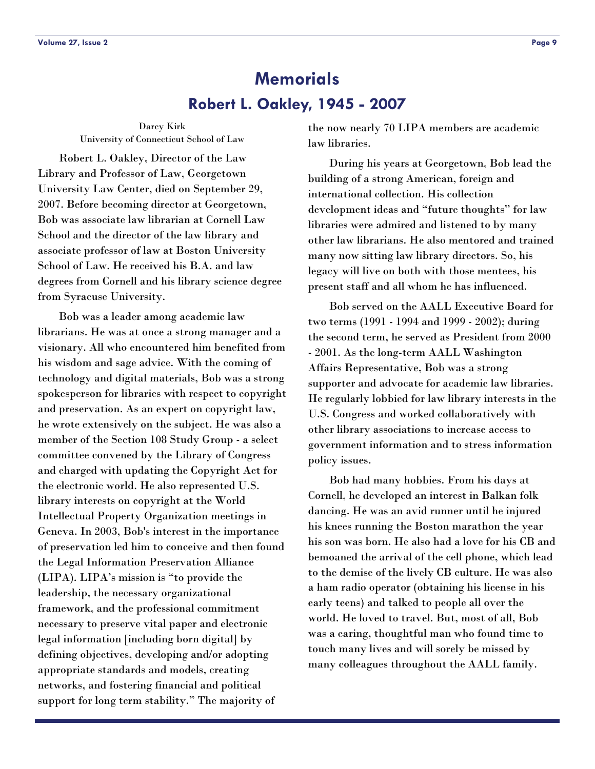# Memorials

## Robert L. Oakley, 1945 - 2007

Darcy Kirk
University of Connecticut School of Law

Robert L. Oakley, Director of the Law Library and Professor of Law, Georgetown University Law Center, died on September 29, 2007. Before becoming director at Georgetown, Bob was associate law librarian at Cornell Law School and the director of the law library and associate professor of law at Boston University School of Law. He received his B.A. and law degrees from Cornell and his library science degree from Syracuse University.

Bob was a leader among academic law librarians. He was at once a strong manager and a visionary. All who encountered him benefited from his wisdom and sage advice. With the coming of technology and digital materials, Bob was a strong spokesperson for libraries with respect to copyright and preservation. As an expert on copyright law, he wrote extensively on the subject. He was also a member of the Section 108 Study Group - a select committee convened by the Library of Congress and charged with updating the Copyright Act for the electronic world. He also represented U.S. library interests on copyright at the World Intellectual Property Organization meetings in Geneva. In 2003, Bob's interest in the importance of preservation led him to conceive and then found the Legal Information Preservation Alliance (LIPA). LIPA's mission is "to provide the leadership, the necessary organizational framework, and the professional commitment necessary to preserve vital paper and electronic legal information [including born digital] by defining objectives, developing and/or adopting appropriate standards and models, creating networks, and fostering financial and political support for long term stability." The majority of the now nearly 70 LIPA members are academic law libraries.

During his years at Georgetown, Bob lead the building of a strong American, foreign and international collection. His collection development ideas and "future thoughts" for law libraries were admired and listened to by many other law librarians. He also mentored and trained many now sitting law library directors. So, his legacy will live on both with those mentees, his present staff and all whom he has influenced.

Bob served on the AALL Executive Board for two terms (1991 - 1994 and 1999 - 2002); during the second term, he served as President from 2000 - 2001. As the long-term AALL Washington Affairs Representative, Bob was a strong supporter and advocate for academic law libraries. He regularly lobbied for law library interests in the U.S. Congress and worked collaboratively with other library associations to increase access to government information and to stress information policy issues.

Bob had many hobbies. From his days at Cornell, he developed an interest in Balkan folk dancing. He was an avid runner until he injured his knees running the Boston marathon the year his son was born. He also had a love for his CB and bemoaned the arrival of the cell phone, which lead to the demise of the lively CB culture. He was also a ham radio operator (obtaining his license in his early teens) and talked to people all over the world. He loved to travel. But, most of all, Bob was a caring, thoughtful man who found time to touch many lives and will sorely be missed by many colleagues throughout the AALL family.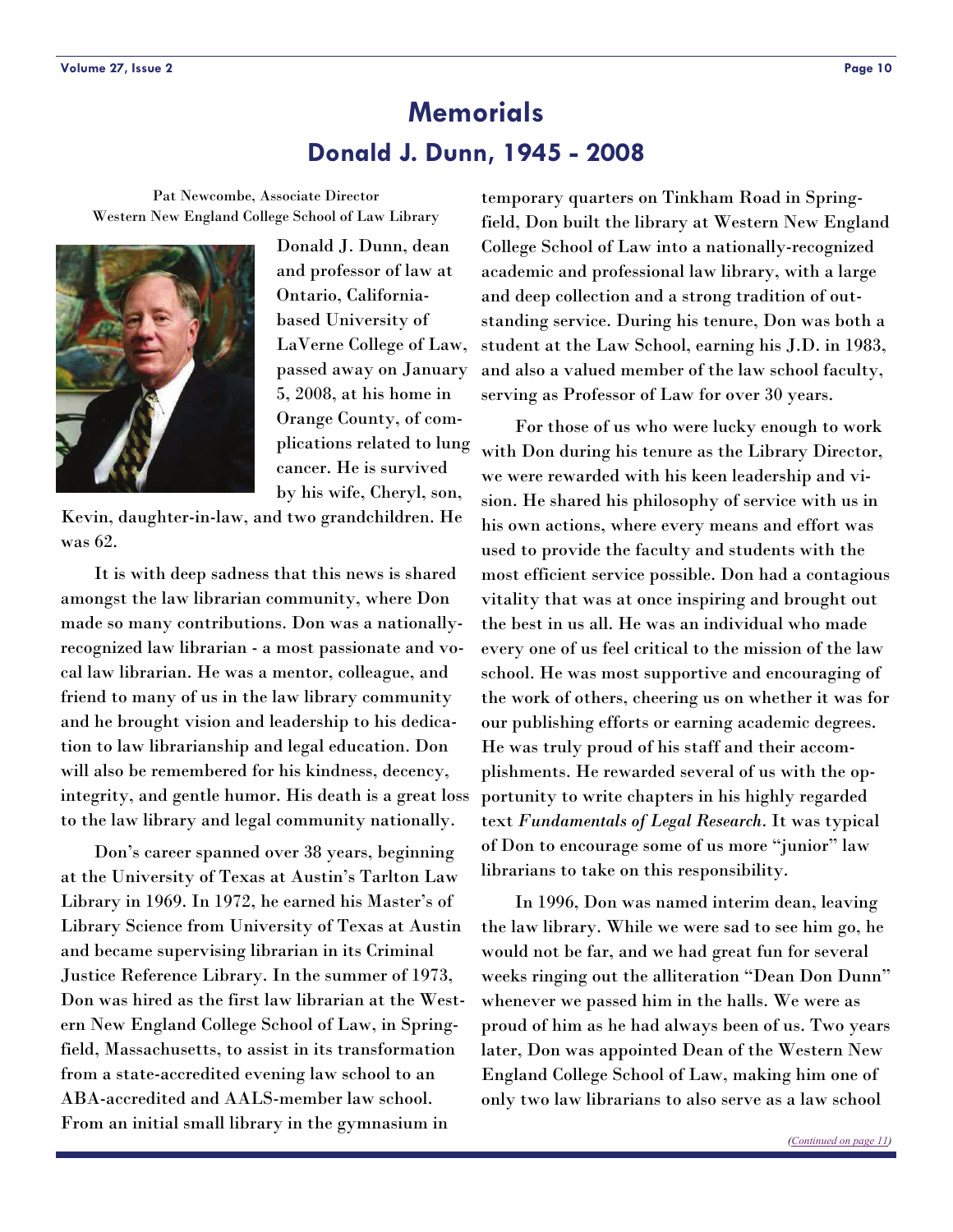# Memorials

## Donald J. Dunn, 1945 - 2008

Pat Newcombe, Associate Director
Western New England College School of Law Library

Donald J. Dunn, dean and professor of law at Ontario, California-based University of LaVerne College of Law, passed away on January 5, 2008, at his home in Orange County, of complications related to lung cancer. He is survived by his wife, Cheryl, son, Kevin, daughter-in-law, and two grandchildren. He was 62.

It is with deep sadness that this news is shared amongst the law librarian community, where Don made so many contributions. Don was a nationally-recognized law librarian - a most passionate and vocal law librarian. He was a mentor, colleague, and friend to many of us in the law library community and he brought vision and leadership to his dedication to law librarianship and legal education. Don will also be remembered for his kindness, decency, integrity, and gentle humor. His death is a great loss to the law library and legal community nationally.

Don's career spanned over 38 years, beginning at the University of Texas at Austin's Tarlton Law Library in 1969. In 1972, he earned his Master's of Library Science from University of Texas at Austin and became supervising librarian in its Criminal Justice Reference Library. In the summer of 1973, Don was hired as the first law librarian at the Western New England College School of Law, in Springfield, Massachusetts, to assist in its transformation from a state-accredited evening law school to an ABA-accredited and AALS-member law school. From an initial small library in the gymnasium in temporary quarters on Tinkham Road in Springfield, Don built the library at Western New England College School of Law into a nationally-recognized academic and professional law library, with a large and deep collection and a strong tradition of outstanding service. During his tenure, Don was both a student at the Law School, earning his J.D. in 1983, and also a valued member of the law school faculty, serving as Professor of Law for over 30 years.

For those of us who were lucky enough to work with Don during his tenure as the Library Director, we were rewarded with his keen leadership and vision. He shared his philosophy of service with us in his own actions, where every means and effort was used to provide the faculty and students with the most efficient service possible. Don had a contagious vitality that was at once inspiring and brought out the best in us all. He was an individual who made every one of us feel critical to the mission of the law school. He was most supportive and encouraging of the work of others, cheering us on whether it was for our publishing efforts or earning academic degrees. He was truly proud of his staff and their accomplishments. He rewarded several of us with the opportunity to write chapters in his highly regarded text *Fundamentals of Legal Research*. It was typical of Don to encourage some of us more "junior" law librarians to take on this responsibility.

In 1996, Don was named interim dean, leaving the law library. While we were sad to see him go, he would not be far, and we had great fun for several weeks ringing out the alliteration "Dean Don Dunn" whenever we passed him in the halls. We were as proud of him as he had always been of us. Two years later, Don was appointed Dean of the Western New England College School of Law, making him one of only two law librarians to also serve as a law school

*(Continued on page 11)*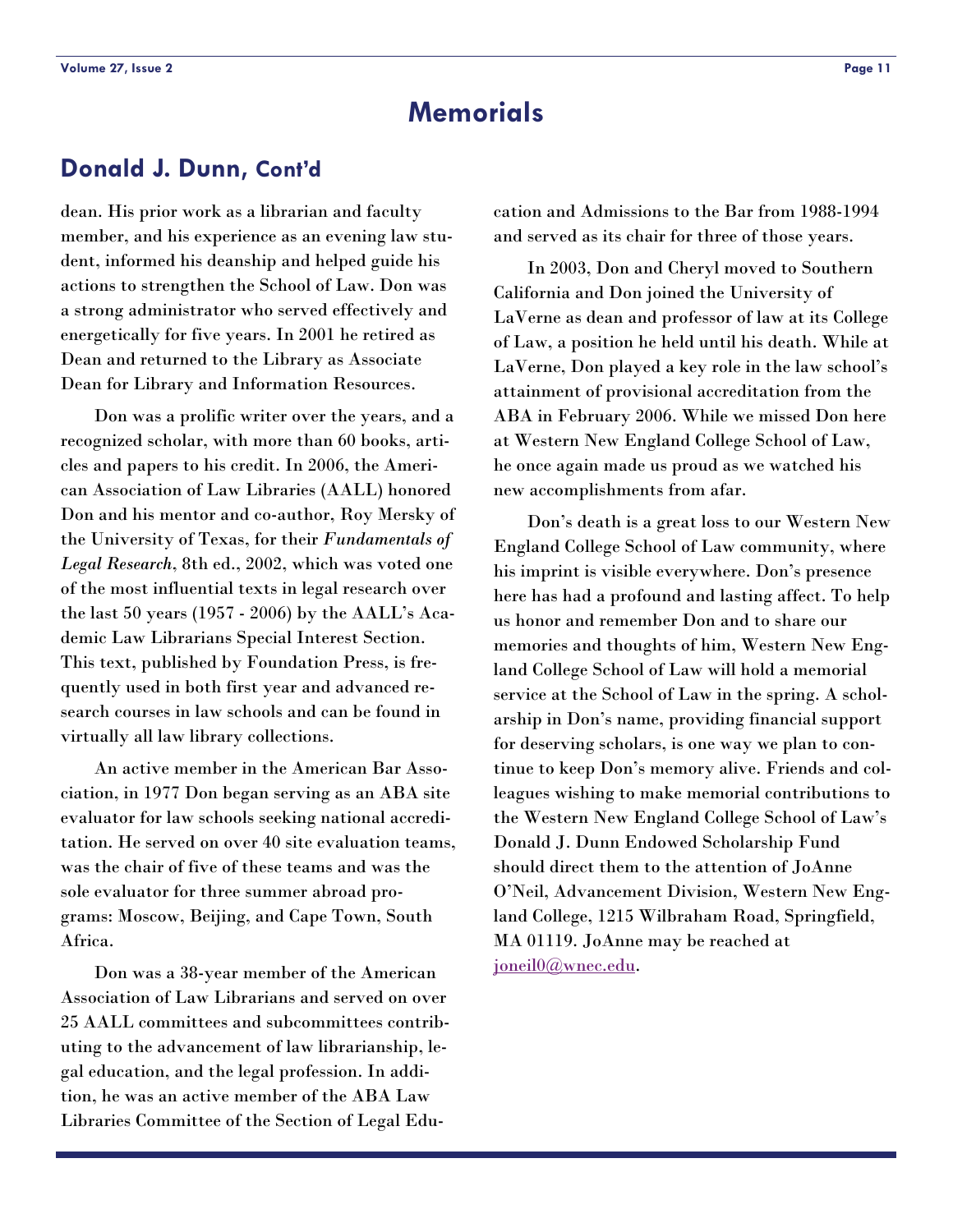# Memorials

## Donald J. Dunn, Cont'd

dean. His prior work as a librarian and faculty member, and his experience as an evening law student, informed his deanship and helped guide his actions to strengthen the School of Law. Don was a strong administrator who served effectively and energetically for five years. In 2001 he retired as Dean and returned to the Library as Associate Dean for Library and Information Resources.

Don was a prolific writer over the years, and a recognized scholar, with more than 60 books, articles and papers to his credit. In 2006, the American Association of Law Libraries (AALL) honored Don and his mentor and co-author, Roy Mersky of the University of Texas, for their ***Fundamentals of Legal Research***, 8th ed., 2002, which was voted one of the most influential texts in legal research over the last 50 years (1957 - 2006) by the AALL's Academic Law Librarians Special Interest Section. This text, published by Foundation Press, is frequently used in both first year and advanced research courses in law schools and can be found in virtually all law library collections.

An active member in the American Bar Association, in 1977 Don began serving as an ABA site evaluator for law schools seeking national accreditation. He served on over 40 site evaluation teams, was the chair of five of these teams and was the sole evaluator for three summer abroad programs: Moscow, Beijing, and Cape Town, South Africa.

Don was a 38-year member of the American Association of Law Librarians and served on over 25 AALL committees and subcommittees contributing to the advancement of law librarianship, legal education, and the legal profession. In addition, he was an active member of the ABA Law Libraries Committee of the Section of Legal Education and Admissions to the Bar from 1988-1994 and served as its chair for three of those years.

In 2003, Don and Cheryl moved to Southern California and Don joined the University of LaVerne as dean and professor of law at its College of Law, a position he held until his death. While at LaVerne, Don played a key role in the law school's attainment of provisional accreditation from the ABA in February 2006. While we missed Don here at Western New England College School of Law, he once again made us proud as we watched his new accomplishments from afar.

Don's death is a great loss to our Western New England College School of Law community, where his imprint is visible everywhere. Don's presence here has had a profound and lasting affect. To help us honor and remember Don and to share our memories and thoughts of him, Western New England College School of Law will hold a memorial service at the School of Law in the spring. A scholarship in Don's name, providing financial support for deserving scholars, is one way we plan to continue to keep Don's memory alive. Friends and colleagues wishing to make memorial contributions to the Western New England College School of Law's Donald J. Dunn Endowed Scholarship Fund should direct them to the attention of JoAnne O'Neil, Advancement Division, Western New England College, 1215 Wilbraham Road, Springfield, MA 01119. JoAnne may be reached at joneil0@wnec.edu.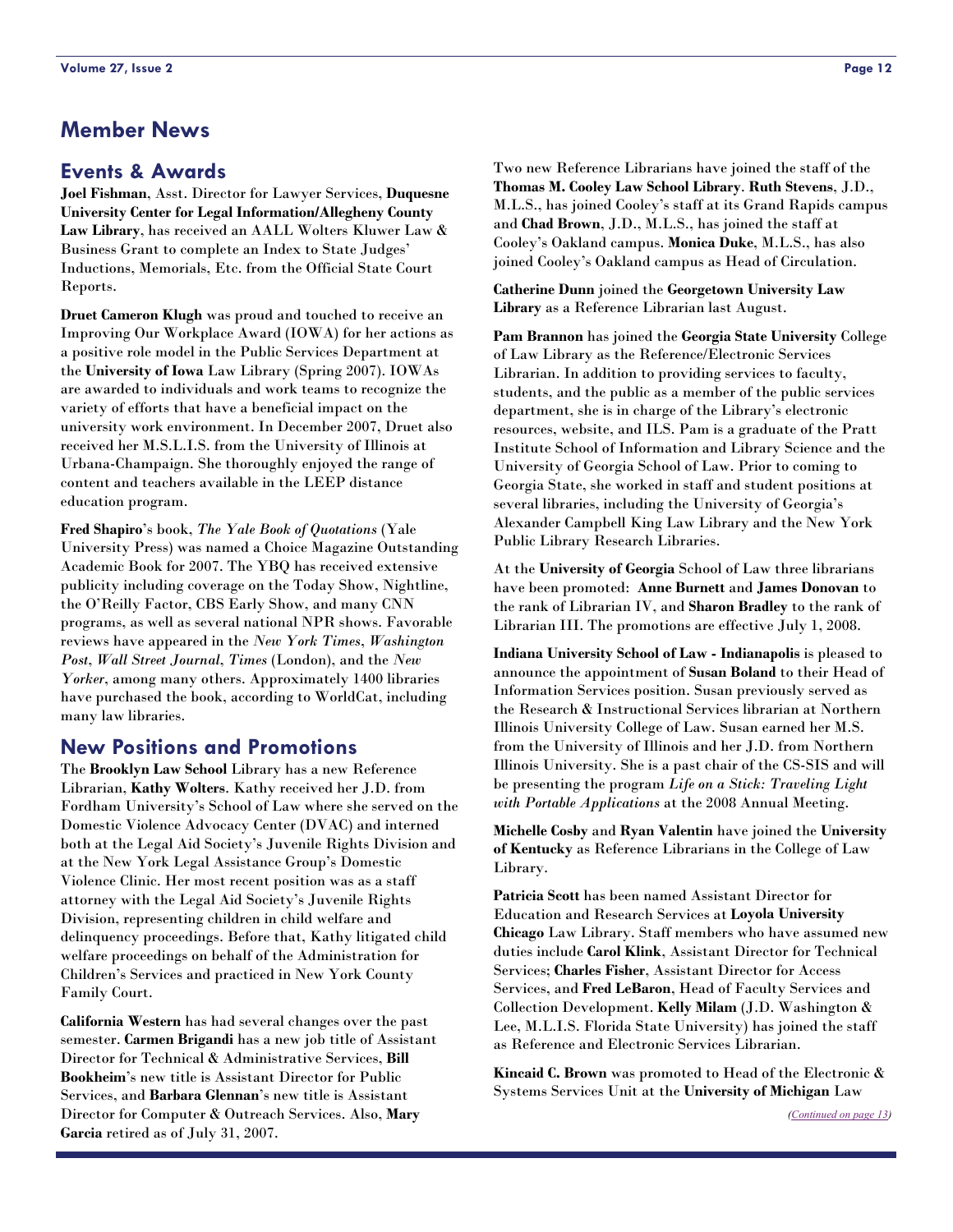# Member News

## Events & Awards

**Joel Fishman**, Asst. Director for Lawyer Services, **Duquesne University Center for Legal Information/Allegheny County Law Library**, has received an AALL Wolters Kluwer Law & Business Grant to complete an Index to State Judges' Inductions, Memorials, Etc. from the Official State Court Reports.

**Druet Cameron Klugh** was proud and touched to receive an Improving Our Workplace Award (IOWA) for her actions as a positive role model in the Public Services Department at the **University of Iowa** Law Library (Spring 2007). IOWAs are awarded to individuals and work teams to recognize the variety of efforts that have a beneficial impact on the university work environment. In December 2007, Druet also received her M.S.L.I.S. from the University of Illinois at Urbana-Champaign. She thoroughly enjoyed the range of content and teachers available in the LEEP distance education program.

**Fred Shapiro**'s book, *The Yale Book of Quotations* (Yale University Press) was named a Choice Magazine Outstanding Academic Book for 2007. The YBQ has received extensive publicity including coverage on the Today Show, Nightline, the O'Reilly Factor, CBS Early Show, and many CNN programs, as well as several national NPR shows. Favorable reviews have appeared in the *New York Times*, *Washington Post*, *Wall Street Journal*, *Times* (London), and the *New Yorker*, among many others. Approximately 1400 libraries have purchased the book, according to WorldCat, including many law libraries.

## New Positions and Promotions

The **Brooklyn Law School** Library has a new Reference Librarian, **Kathy Wolters**. Kathy received her J.D. from Fordham University's School of Law where she served on the Domestic Violence Advocacy Center (DVAC) and interned both at the Legal Aid Society's Juvenile Rights Division and at the New York Legal Assistance Group's Domestic Violence Clinic. Her most recent position was as a staff attorney with the Legal Aid Society's Juvenile Rights Division, representing children in child welfare and delinquency proceedings. Before that, Kathy litigated child welfare proceedings on behalf of the Administration for Children's Services and practiced in New York County Family Court.

**California Western** has had several changes over the past semester. **Carmen Brigandi** has a new job title of Assistant Director for Technical & Administrative Services, **Bill Bookheim**'s new title is Assistant Director for Public Services, and **Barbara Glennan**'s new title is Assistant Director for Computer & Outreach Services. Also, **Mary Garcia** retired as of July 31, 2007.

Two new Reference Librarians have joined the staff of the **Thomas M. Cooley Law School Library**. **Ruth Stevens**, J.D., M.L.S., has joined Cooley's staff at its Grand Rapids campus and **Chad Brown**, J.D., M.L.S., has joined the staff at Cooley's Oakland campus. **Monica Duke**, M.L.S., has also joined Cooley's Oakland campus as Head of Circulation.

**Catherine Dunn** joined the **Georgetown University Law Library** as a Reference Librarian last August.

**Pam Brannon** has joined the **Georgia State University** College of Law Library as the Reference/Electronic Services Librarian. In addition to providing services to faculty, students, and the public as a member of the public services department, she is in charge of the Library's electronic resources, website, and ILS. Pam is a graduate of the Pratt Institute School of Information and Library Science and the University of Georgia School of Law. Prior to coming to Georgia State, she worked in staff and student positions at several libraries, including the University of Georgia's Alexander Campbell King Law Library and the New York Public Library Research Libraries.

At the **University of Georgia** School of Law three librarians have been promoted: **Anne Burnett** and **James Donovan** to the rank of Librarian IV, and **Sharon Bradley** to the rank of Librarian III. The promotions are effective July 1, 2008.

**Indiana University School of Law - Indianapolis** is pleased to announce the appointment of **Susan Boland** to their Head of Information Services position. Susan previously served as the Research & Instructional Services librarian at Northern Illinois University College of Law. Susan earned her M.S. from the University of Illinois and her J.D. from Northern Illinois University. She is a past chair of the CS-SIS and will be presenting the program *Life on a Stick: Traveling Light with Portable Applications* at the 2008 Annual Meeting.

**Michelle Cosby** and **Ryan Valentin** have joined the **University of Kentucky** as Reference Librarians in the College of Law Library.

**Patricia Scott** has been named Assistant Director for Education and Research Services at **Loyola University Chicago** Law Library. Staff members who have assumed new duties include **Carol Klink**, Assistant Director for Technical Services; **Charles Fisher**, Assistant Director for Access Services, and **Fred LeBaron**, Head of Faculty Services and Collection Development. **Kelly Milam** (J.D. Washington & Lee, M.L.I.S. Florida State University) has joined the staff as Reference and Electronic Services Librarian.

**Kincaid C. Brown** was promoted to Head of the Electronic & Systems Services Unit at the **University of Michigan** Law

*(Continued on page 13)*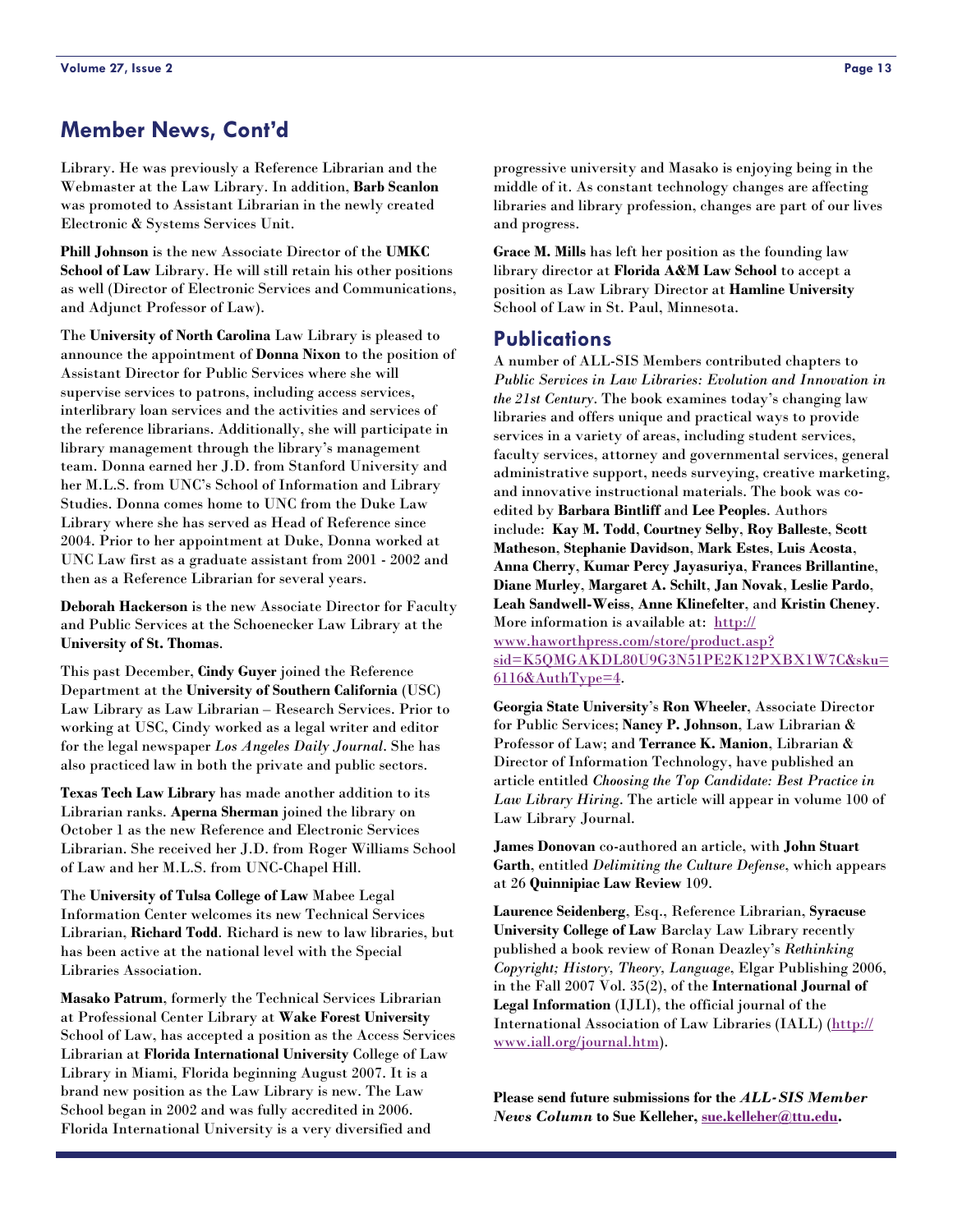## Member News, Cont'd

Library. He was previously a Reference Librarian and the Webmaster at the Law Library. In addition, **Barb Scanlon** was promoted to Assistant Librarian in the newly created Electronic & Systems Services Unit.

**Phill Johnson** is the new Associate Director of the **UMKC School of Law** Library. He will still retain his other positions as well (Director of Electronic Services and Communications, and Adjunct Professor of Law).

The **University of North Carolina** Law Library is pleased to announce the appointment of **Donna Nixon** to the position of Assistant Director for Public Services where she will supervise services to patrons, including access services, interlibrary loan services and the activities and services of the reference librarians. Additionally, she will participate in library management through the library's management team. Donna earned her J.D. from Stanford University and her M.L.S. from UNC's School of Information and Library Studies. Donna comes home to UNC from the Duke Law Library where she has served as Head of Reference since 2004. Prior to her appointment at Duke, Donna worked at UNC Law first as a graduate assistant from 2001 - 2002 and then as a Reference Librarian for several years.

**Deborah Hackerson** is the new Associate Director for Faculty and Public Services at the Schoenecker Law Library at the **University of St. Thomas**.

This past December, **Cindy Guyer** joined the Reference Department at the **University of Southern California** (USC) Law Library as Law Librarian – Research Services. Prior to working at USC, Cindy worked as a legal writer and editor for the legal newspaper *Los Angeles Daily Journal*. She has also practiced law in both the private and public sectors.

**Texas Tech Law Library** has made another addition to its Librarian ranks. **Aperna Sherman** joined the library on October 1 as the new Reference and Electronic Services Librarian. She received her J.D. from Roger Williams School of Law and her M.L.S. from UNC-Chapel Hill.

The **University of Tulsa College of Law** Mabee Legal Information Center welcomes its new Technical Services Librarian, **Richard Todd**. Richard is new to law libraries, but has been active at the national level with the Special Libraries Association.

**Masako Patrum**, formerly the Technical Services Librarian at Professional Center Library at **Wake Forest University** School of Law, has accepted a position as the Access Services Librarian at **Florida International University** College of Law Library in Miami, Florida beginning August 2007. It is a brand new position as the Law Library is new. The Law School began in 2002 and was fully accredited in 2006. Florida International University is a very diversified and progressive university and Masako is enjoying being in the middle of it. As constant technology changes are affecting libraries and library profession, changes are part of our lives and progress.

**Grace M. Mills** has left her position as the founding law library director at **Florida A&M Law School** to accept a position as Law Library Director at **Hamline University** School of Law in St. Paul, Minnesota.

## Publications

A number of ALL-SIS Members contributed chapters to *Public Services in Law Libraries: Evolution and Innovation in the 21st Century*. The book examines today's changing law libraries and offers unique and practical ways to provide services in a variety of areas, including student services, faculty services, attorney and governmental services, general administrative support, needs surveying, creative marketing, and innovative instructional materials. The book was co-edited by **Barbara Bintliff** and **Lee Peoples**. Authors include: **Kay M. Todd**, **Courtney Selby**, **Roy Balleste**, **Scott Matheson**, **Stephanie Davidson**, **Mark Estes**, **Luis Acosta**, **Anna Cherry**, **Kumar Percy Jayasuriya**, **Frances Brillantine**, **Diane Murley**, **Margaret A. Schilt**, **Jan Novak**, **Leslie Pardo**, **Leah Sandwell-Weiss**, **Anne Klinefelter**, and **Kristin Cheney**. More information is available at: [http://www.haworthpress.com/store/product.asp?sid=K5QMGAKDL80U9G3N51PE2K12PXBX1W7C&sku=6116&AuthType=4](http://www.haworthpress.com/store/product.asp?sid=K5QMGAKDL80U9G3N51PE2K12PXBX1W7C&sku=6116&AuthType=4).

**Georgia State University**'s **Ron Wheeler**, Associate Director for Public Services; **Nancy P. Johnson**, Law Librarian & Professor of Law; and **Terrance K. Manion**, Librarian & Director of Information Technology, have published an article entitled *Choosing the Top Candidate: Best Practice in Law Library Hiring*. The article will appear in volume 100 of Law Library Journal.

**James Donovan** co-authored an article, with **John Stuart Garth**, entitled *Delimiting the Culture Defense*, which appears at 26 **Quinnipiac Law Review** 109.

**Laurence Seidenberg**, Esq., Reference Librarian, **Syracuse University College of Law** Barclay Law Library recently published a book review of Ronan Deazley's *Rethinking Copyright; History, Theory, Language*, Elgar Publishing 2006, in the Fall 2007 Vol. 35(2), of the **International Journal of Legal Information** (IJLI), the official journal of the International Association of Law Libraries (IALL) ([http://www.iall.org/journal.htm](http://www.iall.org/journal.htm)).

**Please send future submissions for the *ALL-SIS Member News Column* to Sue Kelleher, [sue.kelleher@ttu.edu](mailto:sue.kelleher@ttu.edu).**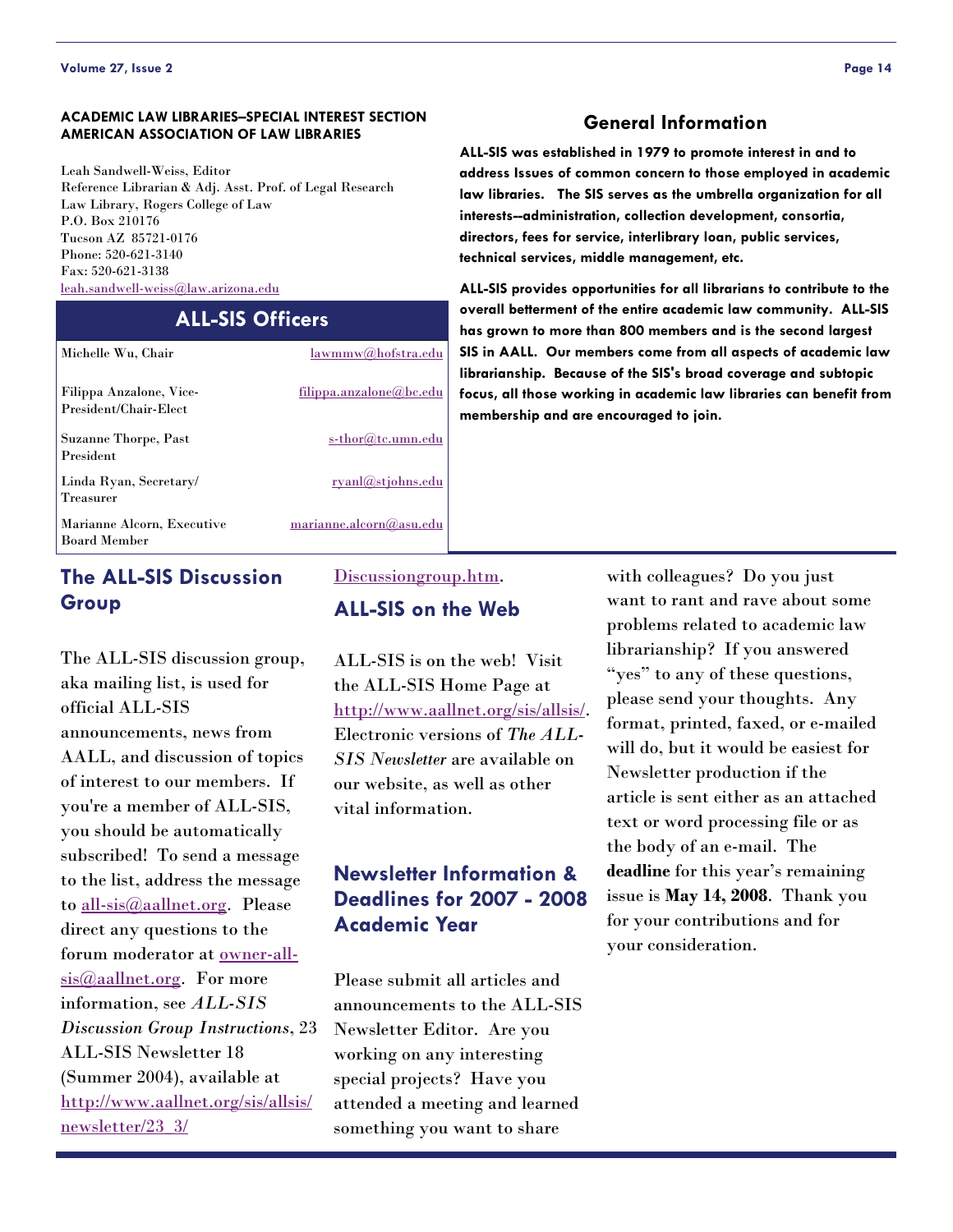**ACADEMIC LAW LIBRARIES–SPECIAL INTEREST SECTION**
**AMERICAN ASSOCIATION OF LAW LIBRARIES**

Leah Sandwell-Weiss, Editor
Reference Librarian & Adj. Asst. Prof. of Legal Research
Law Library, Rogers College of Law
P.O. Box 210176
Tucson AZ 85721-0176
Phone: 520-621-3140
Fax: 520-621-3138
leah.sandwell-weiss@law.arizona.edu

## ALL-SIS Officers

| | |
|---|---|
| Michelle Wu, Chair | lawmmw@hofstra.edu |
| Filippa Anzalone, Vice-President/Chair-Elect | filippa.anzalone@bc.edu |
| Suzanne Thorpe, Past President | s-thor@tc.umn.edu |
| Linda Ryan, Secretary/Treasurer | ryanl@stjohns.edu |
| Marianne Alcorn, Executive Board Member | marianne.alcorn@asu.edu |

## General Information

**ALL-SIS was established in 1979 to promote interest in and to address Issues of common concern to those employed in academic law libraries. The SIS serves as the umbrella organization for all interests--administration, collection development, consortia, directors, fees for service, interlibrary loan, public services, technical services, middle management, etc.**

**ALL-SIS provides opportunities for all librarians to contribute to the overall betterment of the entire academic law community. ALL-SIS has grown to more than 800 members and is the second largest SIS in AALL. Our members come from all aspects of academic law librarianship. Because of the SIS's broad coverage and subtopic focus, all those working in academic law libraries can benefit from membership and are encouraged to join.**

## The ALL-SIS Discussion Group

The ALL-SIS discussion group, aka mailing list, is used for official ALL-SIS announcements, news from AALL, and discussion of topics of interest to our members. If you're a member of ALL-SIS, you should be automatically subscribed! To send a message to the list, address the message to all-sis@aallnet.org. Please direct any questions to the forum moderator at owner-all-sis@aallnet.org. For more information, see *ALL-SIS Discussion Group Instructions*, 23 ALL-SIS Newsletter 18 (Summer 2004), available at http://www.aallnet.org/sis/allsis/newsletter/23_3/Discussiongroup.htm.

## ALL-SIS on the Web

ALL-SIS is on the web! Visit the ALL-SIS Home Page at http://www.aallnet.org/sis/allsis/. Electronic versions of *The ALL-SIS Newsletter* are available on our website, as well as other vital information.

## Newsletter Information & Deadlines for 2007 - 2008 Academic Year

Please submit all articles and announcements to the ALL-SIS Newsletter Editor. Are you working on any interesting special projects? Have you attended a meeting and learned something you want to share with colleagues? Do you just want to rant and rave about some problems related to academic law librarianship? If you answered "yes" to any of these questions, please send your thoughts. Any format, printed, faxed, or e-mailed will do, but it would be easiest for Newsletter production if the article is sent either as an attached text or word processing file or as the body of an e-mail. The **deadline** for this year's remaining issue is **May 14, 2008**. Thank you for your contributions and for your consideration.